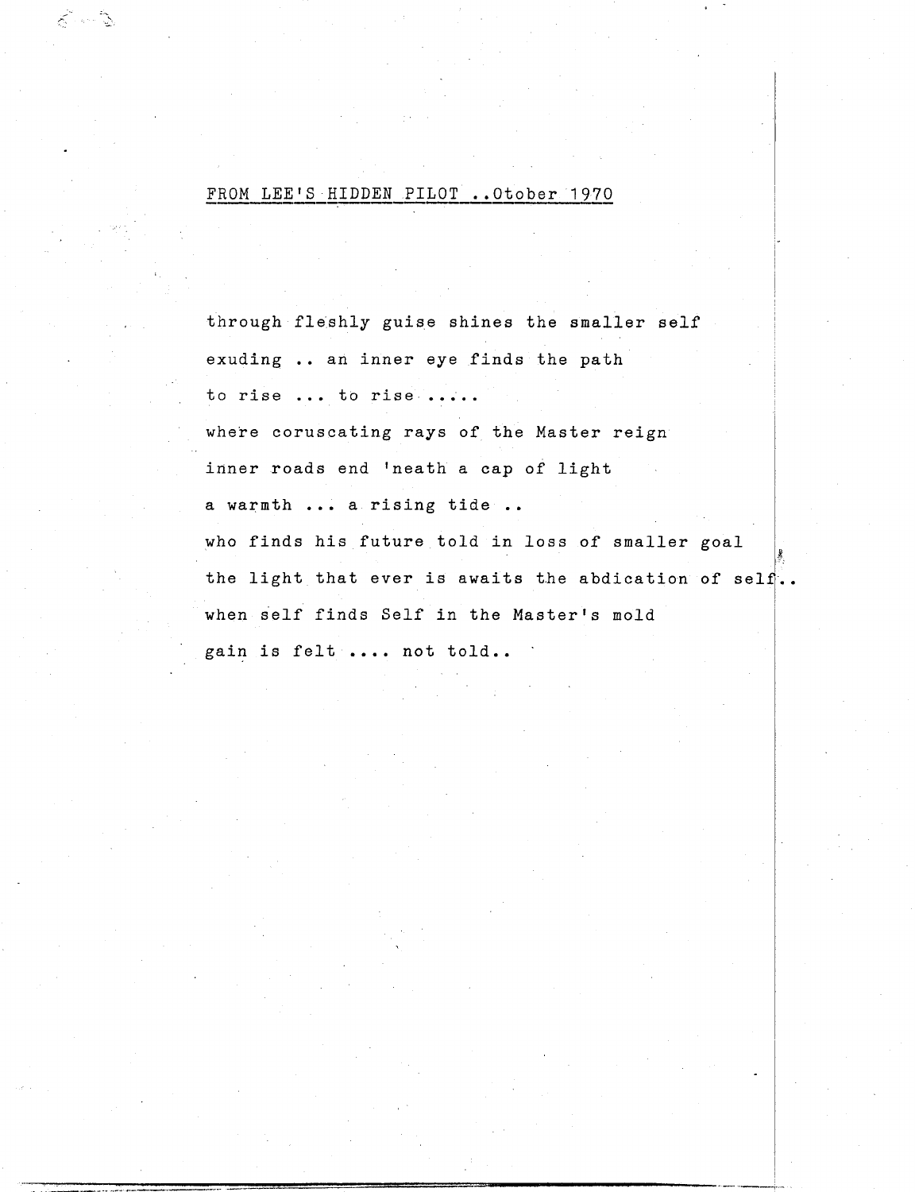FROM LEE'S HIDDEN PILOT ..Otober 1970

through fleshly guise shines the smaller self

exuding .. an inner eye finds the path

to rise ... to rise .....

where coruscating rays of the Master reign

inner roads end 'neath a cap of light

a warmth ... a rising tide ..

who finds his future told in loss of smaller goal

the light that ever is awaits the abdication of self..

when self finds Self in the Master's mold

gain is felt .... not told..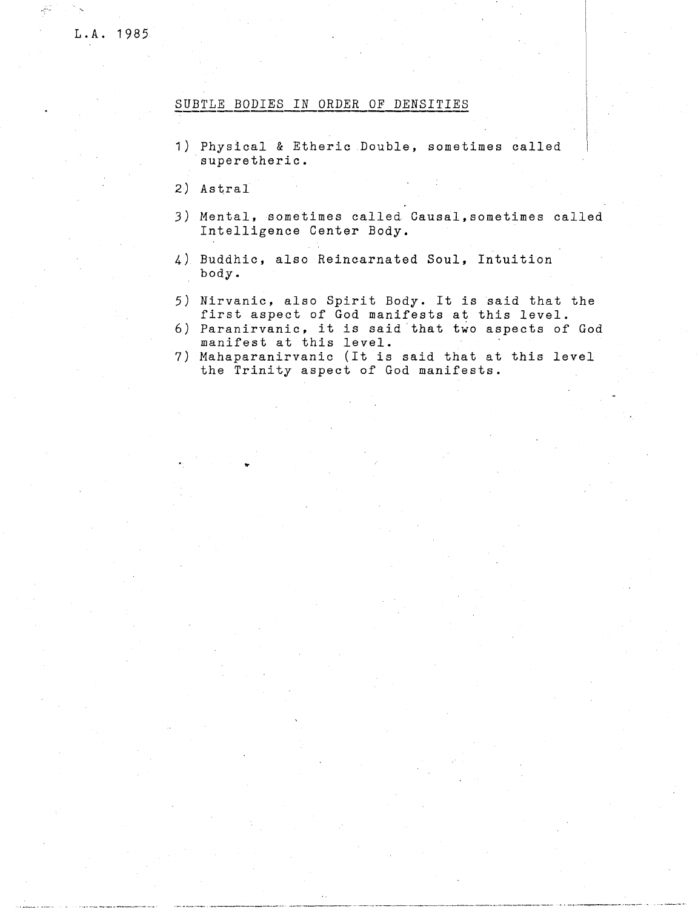L.A. 1985

## SUBTLE BODIES IN ORDER OF DENSITIES

1) Physical & Etheric Double, sometimes called superetheric.

2) Astral

3) Mental, sometimes called Causal,sometimes called Intelligence Center Body.

4) Buddhic, also Reincarnated Soul, Intuition body.

5) Nirvanic, also Spirit Body. It is said that the first aspect of God manifests at this level.
6) Paranirvanic, it is said that two aspects of God manifest at this level.
7) Mahaparanirvanic (It is said that at this level the Trinity aspect of God manifests.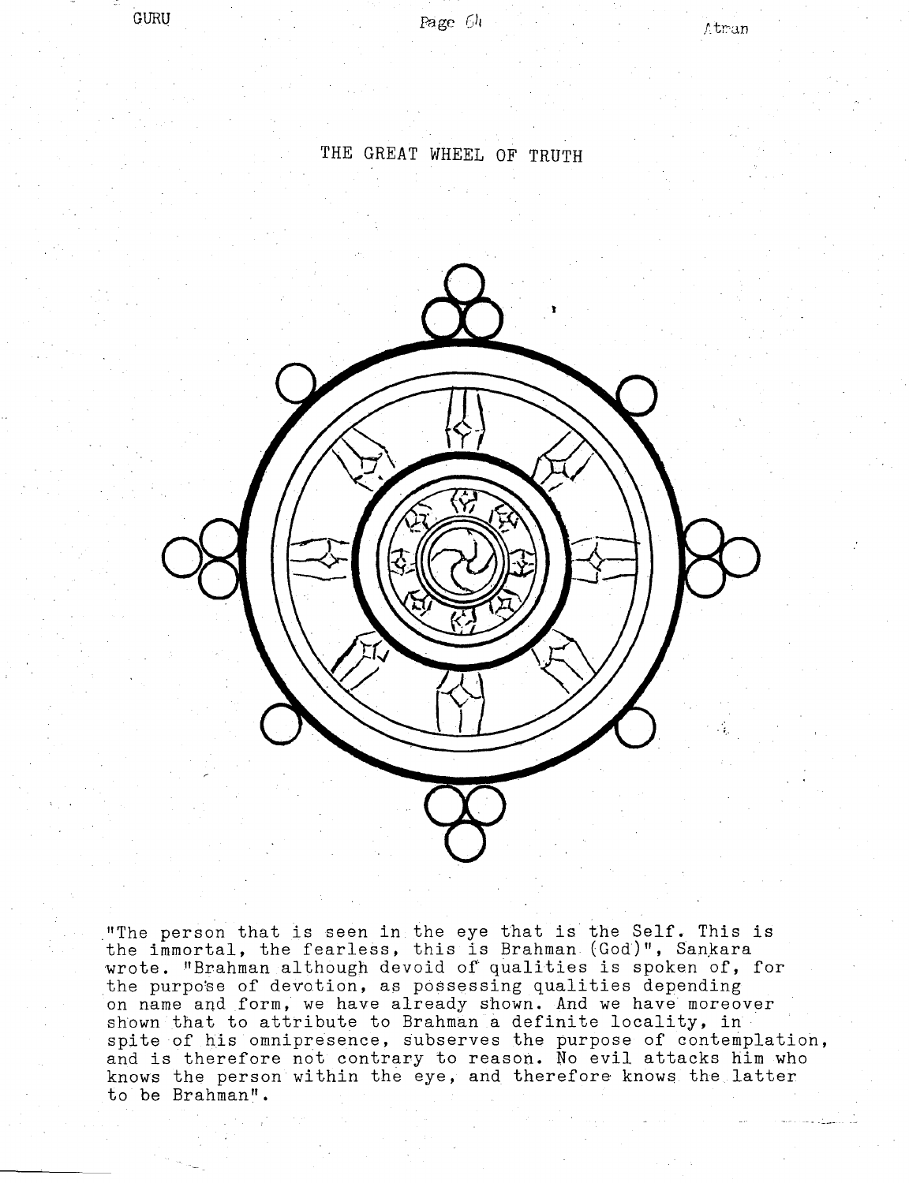# THE GREAT WHEEL OF TRUTH

"The person that is seen in the eye that is the Self. This is the immortal, the fearless, this is Brahman (God)", Sankara wrote. "Brahman although devoid of qualities is spoken of, for the purpose of devotion, as possessing qualities depending on name and form, we have already shown. And we have moreover shown that to attribute to Brahman a definite locality, in spite of his omnipresence, subserves the purpose of contemplation, and is therefore not contrary to reason. No evil attacks him who knows the person within the eye, and therefore knows the latter to be Brahman".